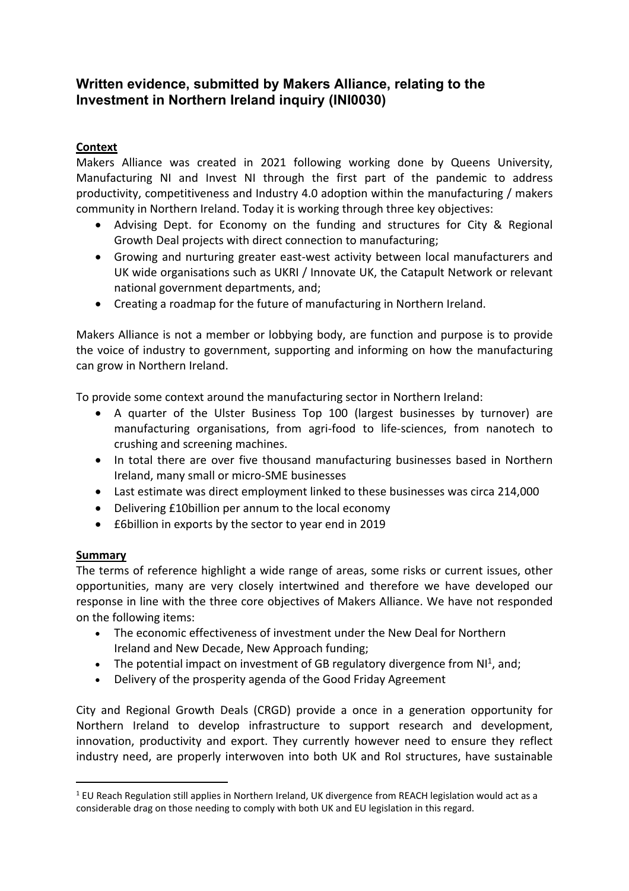## Written evidence, submitted by Makers Alliance, relating to the Investment in Northern Ireland inquiry (INI0030)

**Context**

Makers Alliance was created in 2021 following working done by Queens University, Manufacturing NI and Invest NI through the first part of the pandemic to address productivity, competitiveness and Industry 4.0 adoption within the manufacturing / makers community in Northern Ireland. Today it is working through three key objectives:

- Advising Dept. for Economy on the funding and structures for City & Regional Growth Deal projects with direct connection to manufacturing;
- Growing and nurturing greater east-west activity between local manufacturers and UK wide organisations such as UKRI / Innovate UK, the Catapult Network or relevant national government departments, and;
- Creating a roadmap for the future of manufacturing in Northern Ireland.

Makers Alliance is not a member or lobbying body, are function and purpose is to provide the voice of industry to government, supporting and informing on how the manufacturing can grow in Northern Ireland.

To provide some context around the manufacturing sector in Northern Ireland:

- A quarter of the Ulster Business Top 100 (largest businesses by turnover) are manufacturing organisations, from agri-food to life-sciences, from nanotech to crushing and screening machines.
- In total there are over five thousand manufacturing businesses based in Northern Ireland, many small or micro-SME businesses
- Last estimate was direct employment linked to these businesses was circa 214,000
- Delivering £10billion per annum to the local economy
- £6billion in exports by the sector to year end in 2019

**Summary**

The terms of reference highlight a wide range of areas, some risks or current issues, other opportunities, many are very closely intertwined and therefore we have developed our response in line with the three core objectives of Makers Alliance. We have not responded on the following items:

- The economic effectiveness of investment under the New Deal for Northern Ireland and New Decade, New Approach funding;
- The potential impact on investment of GB regulatory divergence from NI[1], and;
- Delivery of the prosperity agenda of the Good Friday Agreement

City and Regional Growth Deals (CRGD) provide a once in a generation opportunity for Northern Ireland to develop infrastructure to support research and development, innovation, productivity and export. They currently however need to ensure they reflect industry need, are properly interwoven into both UK and RoI structures, have sustainable

[1] EU Reach Regulation still applies in Northern Ireland, UK divergence from REACH legislation would act as a considerable drag on those needing to comply with both UK and EU legislation in this regard.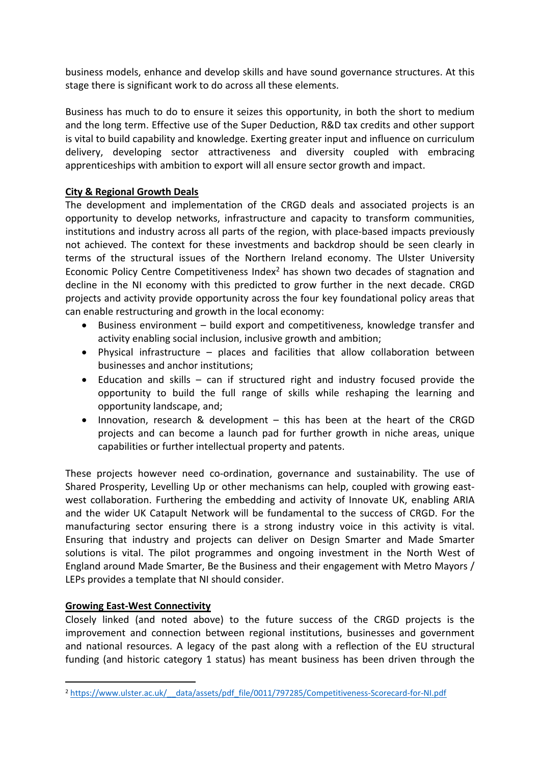business models, enhance and develop skills and have sound governance structures. At this stage there is significant work to do across all these elements.

Business has much to do to ensure it seizes this opportunity, in both the short to medium and the long term. Effective use of the Super Deduction, R&D tax credits and other support is vital to build capability and knowledge. Exerting greater input and influence on curriculum delivery, developing sector attractiveness and diversity coupled with embracing apprenticeships with ambition to export will all ensure sector growth and impact.

**City & Regional Growth Deals**

The development and implementation of the CRGD deals and associated projects is an opportunity to develop networks, infrastructure and capacity to transform communities, institutions and industry across all parts of the region, with place-based impacts previously not achieved. The context for these investments and backdrop should be seen clearly in terms of the structural issues of the Northern Ireland economy. The Ulster University Economic Policy Centre Competitiveness Index[2] has shown two decades of stagnation and decline in the NI economy with this predicted to grow further in the next decade. CRGD projects and activity provide opportunity across the four key foundational policy areas that can enable restructuring and growth in the local economy:

- Business environment – build export and competitiveness, knowledge transfer and activity enabling social inclusion, inclusive growth and ambition;
- Physical infrastructure – places and facilities that allow collaboration between businesses and anchor institutions;
- Education and skills – can if structured right and industry focused provide the opportunity to build the full range of skills while reshaping the learning and opportunity landscape, and;
- Innovation, research & development – this has been at the heart of the CRGD projects and can become a launch pad for further growth in niche areas, unique capabilities or further intellectual property and patents.

These projects however need co-ordination, governance and sustainability. The use of Shared Prosperity, Levelling Up or other mechanisms can help, coupled with growing east-west collaboration. Furthering the embedding and activity of Innovate UK, enabling ARIA and the wider UK Catapult Network will be fundamental to the success of CRGD. For the manufacturing sector ensuring there is a strong industry voice in this activity is vital. Ensuring that industry and projects can deliver on Design Smarter and Made Smarter solutions is vital. The pilot programmes and ongoing investment in the North West of England around Made Smarter, Be the Business and their engagement with Metro Mayors / LEPs provides a template that NI should consider.

**Growing East-West Connectivity**

Closely linked (and noted above) to the future success of the CRGD projects is the improvement and connection between regional institutions, businesses and government and national resources. A legacy of the past along with a reflection of the EU structural funding (and historic category 1 status) has meant business has been driven through the

[2] https://www.ulster.ac.uk/__data/assets/pdf_file/0011/797285/Competitiveness-Scorecard-for-NI.pdf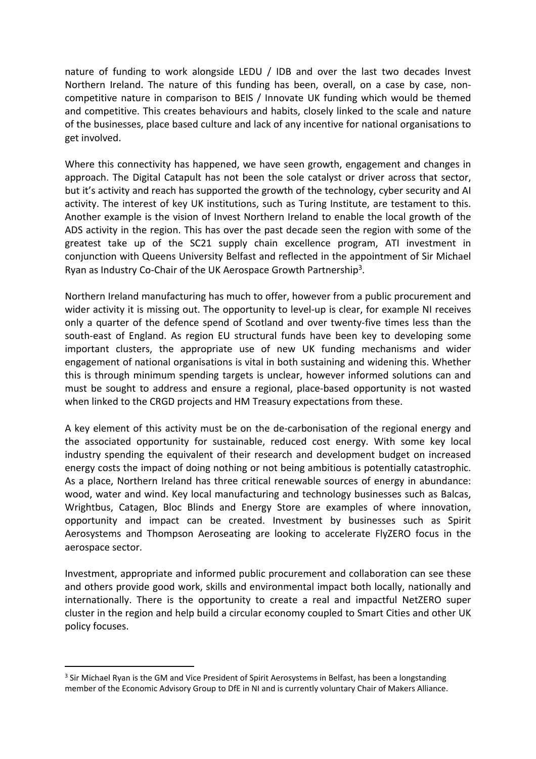nature of funding to work alongside LEDU / IDB and over the last two decades Invest Northern Ireland. The nature of this funding has been, overall, on a case by case, non-competitive nature in comparison to BEIS / Innovate UK funding which would be themed and competitive. This creates behaviours and habits, closely linked to the scale and nature of the businesses, place based culture and lack of any incentive for national organisations to get involved.

Where this connectivity has happened, we have seen growth, engagement and changes in approach. The Digital Catapult has not been the sole catalyst or driver across that sector, but it's activity and reach has supported the growth of the technology, cyber security and AI activity. The interest of key UK institutions, such as Turing Institute, are testament to this. Another example is the vision of Invest Northern Ireland to enable the local growth of the ADS activity in the region. This has over the past decade seen the region with some of the greatest take up of the SC21 supply chain excellence program, ATI investment in conjunction with Queens University Belfast and reflected in the appointment of Sir Michael Ryan as Industry Co-Chair of the UK Aerospace Growth Partnership[3].

Northern Ireland manufacturing has much to offer, however from a public procurement and wider activity it is missing out. The opportunity to level-up is clear, for example NI receives only a quarter of the defence spend of Scotland and over twenty-five times less than the south-east of England. As region EU structural funds have been key to developing some important clusters, the appropriate use of new UK funding mechanisms and wider engagement of national organisations is vital in both sustaining and widening this. Whether this is through minimum spending targets is unclear, however informed solutions can and must be sought to address and ensure a regional, place-based opportunity is not wasted when linked to the CRGD projects and HM Treasury expectations from these.

A key element of this activity must be on the de-carbonisation of the regional energy and the associated opportunity for sustainable, reduced cost energy. With some key local industry spending the equivalent of their research and development budget on increased energy costs the impact of doing nothing or not being ambitious is potentially catastrophic. As a place, Northern Ireland has three critical renewable sources of energy in abundance: wood, water and wind. Key local manufacturing and technology businesses such as Balcas, Wrightbus, Catagen, Bloc Blinds and Energy Store are examples of where innovation, opportunity and impact can be created. Investment by businesses such as Spirit Aerosystems and Thompson Aeroseating are looking to accelerate FlyZERO focus in the aerospace sector.

Investment, appropriate and informed public procurement and collaboration can see these and others provide good work, skills and environmental impact both locally, nationally and internationally. There is the opportunity to create a real and impactful NetZERO super cluster in the region and help build a circular economy coupled to Smart Cities and other UK policy focuses.

[3] Sir Michael Ryan is the GM and Vice President of Spirit Aerosystems in Belfast, has been a longstanding member of the Economic Advisory Group to DfE in NI and is currently voluntary Chair of Makers Alliance.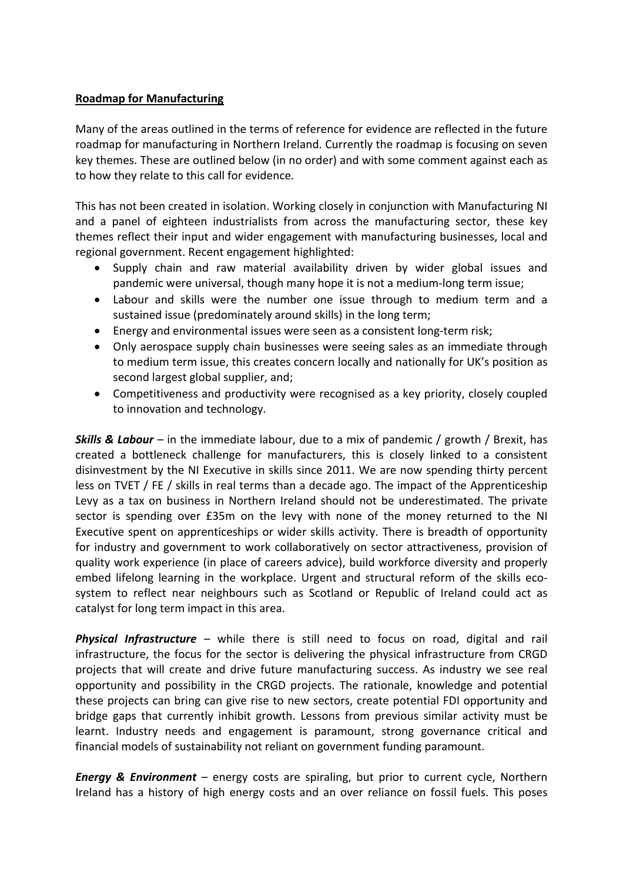**Roadmap for Manufacturing**

Many of the areas outlined in the terms of reference for evidence are reflected in the future roadmap for manufacturing in Northern Ireland. Currently the roadmap is focusing on seven key themes. These are outlined below (in no order) and with some comment against each as to how they relate to this call for evidence.

This has not been created in isolation. Working closely in conjunction with Manufacturing NI and a panel of eighteen industrialists from across the manufacturing sector, these key themes reflect their input and wider engagement with manufacturing businesses, local and regional government. Recent engagement highlighted:

- Supply chain and raw material availability driven by wider global issues and pandemic were universal, though many hope it is not a medium-long term issue;
- Labour and skills were the number one issue through to medium term and a sustained issue (predominately around skills) in the long term;
- Energy and environmental issues were seen as a consistent long-term risk;
- Only aerospace supply chain businesses were seeing sales as an immediate through to medium term issue, this creates concern locally and nationally for UK's position as second largest global supplier, and;
- Competitiveness and productivity were recognised as a key priority, closely coupled to innovation and technology.

***Skills & Labour*** – in the immediate labour, due to a mix of pandemic / growth / Brexit, has created a bottleneck challenge for manufacturers, this is closely linked to a consistent disinvestment by the NI Executive in skills since 2011. We are now spending thirty percent less on TVET / FE / skills in real terms than a decade ago. The impact of the Apprenticeship Levy as a tax on business in Northern Ireland should not be underestimated. The private sector is spending over £35m on the levy with none of the money returned to the NI Executive spent on apprenticeships or wider skills activity. There is breadth of opportunity for industry and government to work collaboratively on sector attractiveness, provision of quality work experience (in place of careers advice), build workforce diversity and properly embed lifelong learning in the workplace. Urgent and structural reform of the skills eco-system to reflect near neighbours such as Scotland or Republic of Ireland could act as catalyst for long term impact in this area.

***Physical Infrastructure*** – while there is still need to focus on road, digital and rail infrastructure, the focus for the sector is delivering the physical infrastructure from CRGD projects that will create and drive future manufacturing success. As industry we see real opportunity and possibility in the CRGD projects. The rationale, knowledge and potential these projects can bring can give rise to new sectors, create potential FDI opportunity and bridge gaps that currently inhibit growth. Lessons from previous similar activity must be learnt. Industry needs and engagement is paramount, strong governance critical and financial models of sustainability not reliant on government funding paramount.

***Energy & Environment*** – energy costs are spiraling, but prior to current cycle, Northern Ireland has a history of high energy costs and an over reliance on fossil fuels. This poses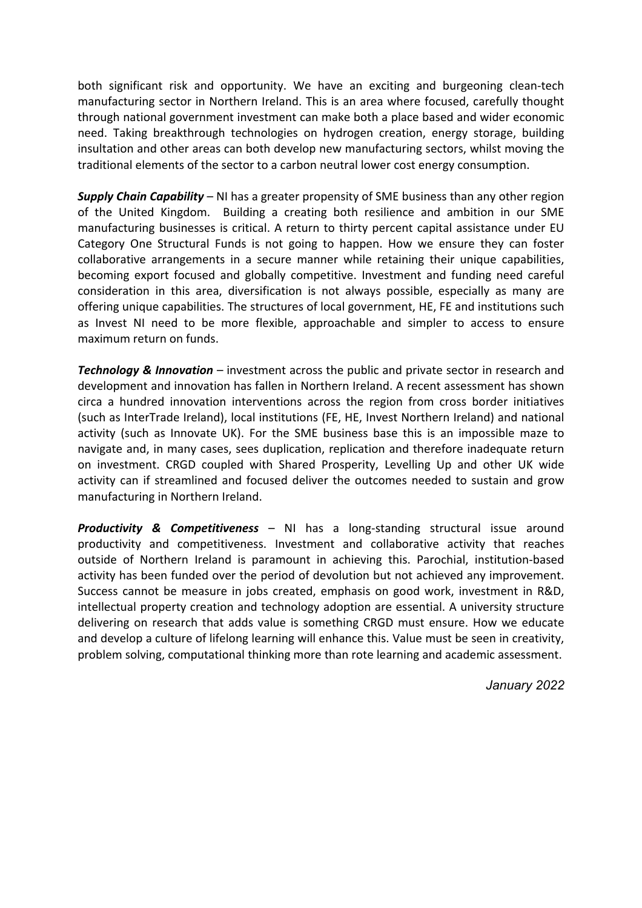both significant risk and opportunity. We have an exciting and burgeoning clean-tech manufacturing sector in Northern Ireland. This is an area where focused, carefully thought through national government investment can make both a place based and wider economic need. Taking breakthrough technologies on hydrogen creation, energy storage, building insultation and other areas can both develop new manufacturing sectors, whilst moving the traditional elements of the sector to a carbon neutral lower cost energy consumption.

***Supply Chain Capability*** – NI has a greater propensity of SME business than any other region of the United Kingdom. Building a creating both resilience and ambition in our SME manufacturing businesses is critical. A return to thirty percent capital assistance under EU Category One Structural Funds is not going to happen. How we ensure they can foster collaborative arrangements in a secure manner while retaining their unique capabilities, becoming export focused and globally competitive. Investment and funding need careful consideration in this area, diversification is not always possible, especially as many are offering unique capabilities. The structures of local government, HE, FE and institutions such as Invest NI need to be more flexible, approachable and simpler to access to ensure maximum return on funds.

***Technology & Innovation*** – investment across the public and private sector in research and development and innovation has fallen in Northern Ireland. A recent assessment has shown circa a hundred innovation interventions across the region from cross border initiatives (such as InterTrade Ireland), local institutions (FE, HE, Invest Northern Ireland) and national activity (such as Innovate UK). For the SME business base this is an impossible maze to navigate and, in many cases, sees duplication, replication and therefore inadequate return on investment. CRGD coupled with Shared Prosperity, Levelling Up and other UK wide activity can if streamlined and focused deliver the outcomes needed to sustain and grow manufacturing in Northern Ireland.

***Productivity & Competitiveness*** – NI has a long-standing structural issue around productivity and competitiveness. Investment and collaborative activity that reaches outside of Northern Ireland is paramount in achieving this. Parochial, institution-based activity has been funded over the period of devolution but not achieved any improvement. Success cannot be measure in jobs created, emphasis on good work, investment in R&D, intellectual property creation and technology adoption are essential. A university structure delivering on research that adds value is something CRGD must ensure. How we educate and develop a culture of lifelong learning will enhance this. Value must be seen in creativity, problem solving, computational thinking more than rote learning and academic assessment.

*January 2022*